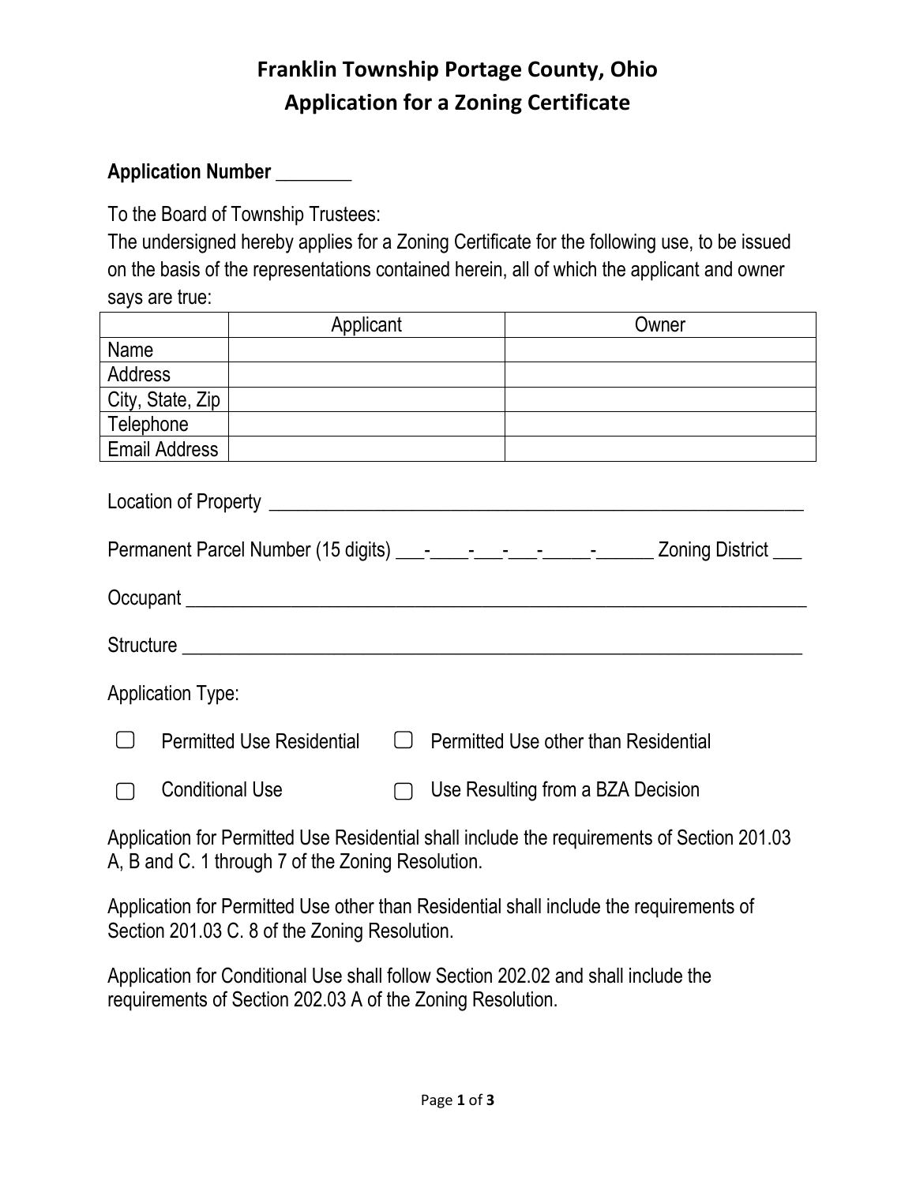# Franklin Township Portage County, Ohio
## Application for a Zoning Certificate

**Application Number** ________

To the Board of Township Trustees:
The undersigned hereby applies for a Zoning Certificate for the following use, to be issued on the basis of the representations contained herein, all of which the applicant and owner says are true:

| | Applicant | Owner |
|---|---|---|
| Name | | |
| Address | | |
| City, State, Zip | | |
| Telephone | | |
| Email Address | | |

Location of Property ___________________________________________________________

Permanent Parcel Number (15 digits) ___-____-___-___-_____-______ Zoning District ___

Occupant _______________________________________________________________

Structure _______________________________________________________________

Application Type:

- ☐ Permitted Use Residential
- ☐ Permitted Use other than Residential
- ☐ Conditional Use
- ☐ Use Resulting from a BZA Decision

Application for Permitted Use Residential shall include the requirements of Section 201.03 A, B and C. 1 through 7 of the Zoning Resolution.

Application for Permitted Use other than Residential shall include the requirements of Section 201.03 C. 8 of the Zoning Resolution.

Application for Conditional Use shall follow Section 202.02 and shall include the requirements of Section 202.03 A of the Zoning Resolution.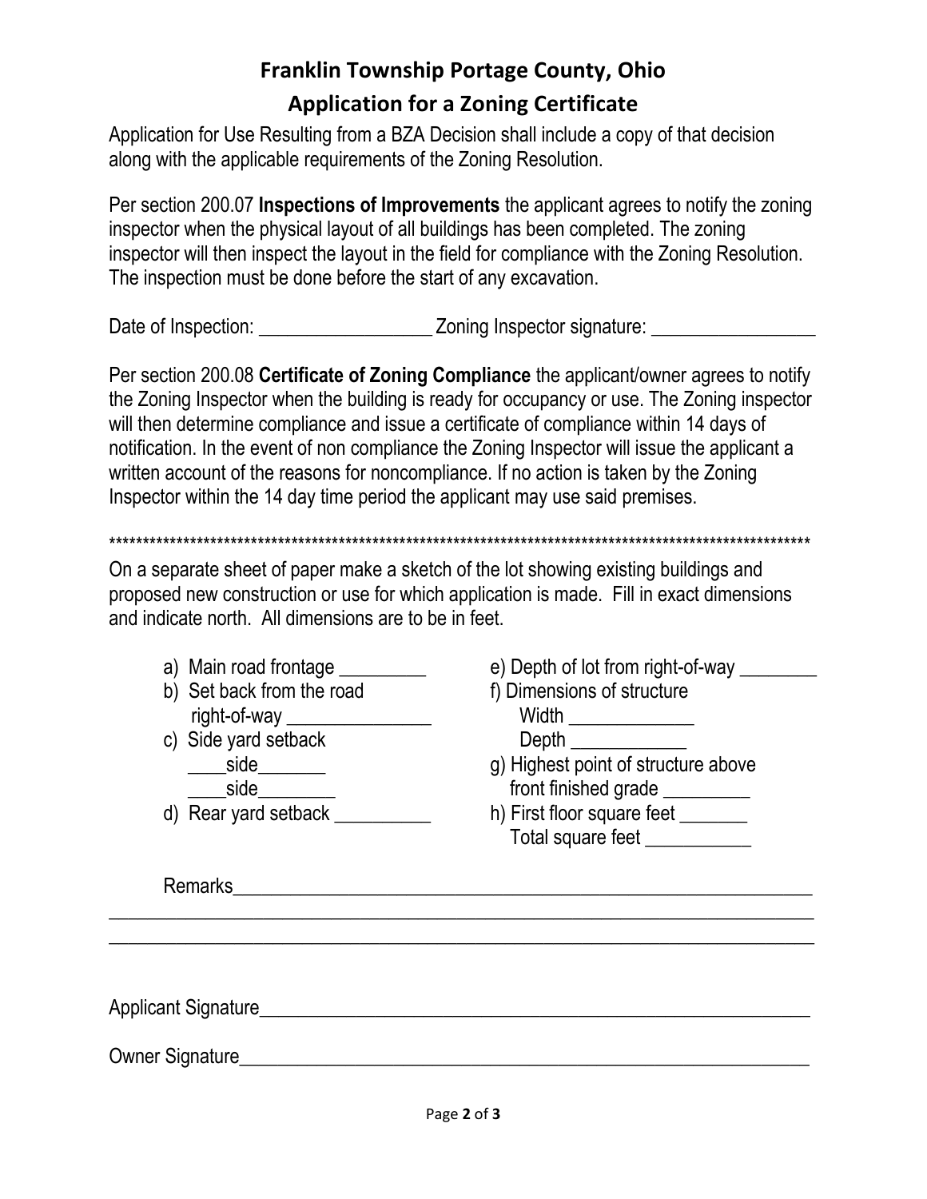# Franklin Township Portage County, Ohio

## Application for a Zoning Certificate

Application for Use Resulting from a BZA Decision shall include a copy of that decision along with the applicable requirements of the Zoning Resolution.

Per section 200.07 **Inspections of Improvements** the applicant agrees to notify the zoning inspector when the physical layout of all buildings has been completed. The zoning inspector will then inspect the layout in the field for compliance with the Zoning Resolution. The inspection must be done before the start of any excavation.

Date of Inspection: __________________ Zoning Inspector signature: _________________

Per section 200.08 **Certificate of Zoning Compliance** the applicant/owner agrees to notify the Zoning Inspector when the building is ready for occupancy or use. The Zoning inspector will then determine compliance and issue a certificate of compliance within 14 days of notification. In the event of non compliance the Zoning Inspector will issue the applicant a written account of the reasons for noncompliance. If no action is taken by the Zoning Inspector within the 14 day time period the applicant may use said premises.

***************************************************************************************************************

On a separate sheet of paper make a sketch of the lot showing existing buildings and proposed new construction or use for which application is made. Fill in exact dimensions and indicate north. All dimensions are to be in feet.

a) Main road frontage _________

b) Set back from the road right-of-way _______________

c) Side yard setback
   ____side_______
   ____side________

d) Rear yard setback __________

e) Depth of lot from right-of-way ________

f) Dimensions of structure
   Width _____________
   Depth ____________

g) Highest point of structure above front finished grade _________

h) First floor square feet _______
   Total square feet ___________

Remarks_____________________________________________________________
______________________________________________________________________
______________________________________________________________________

Applicant Signature___________________________________________________________

Owner Signature______________________________________________________________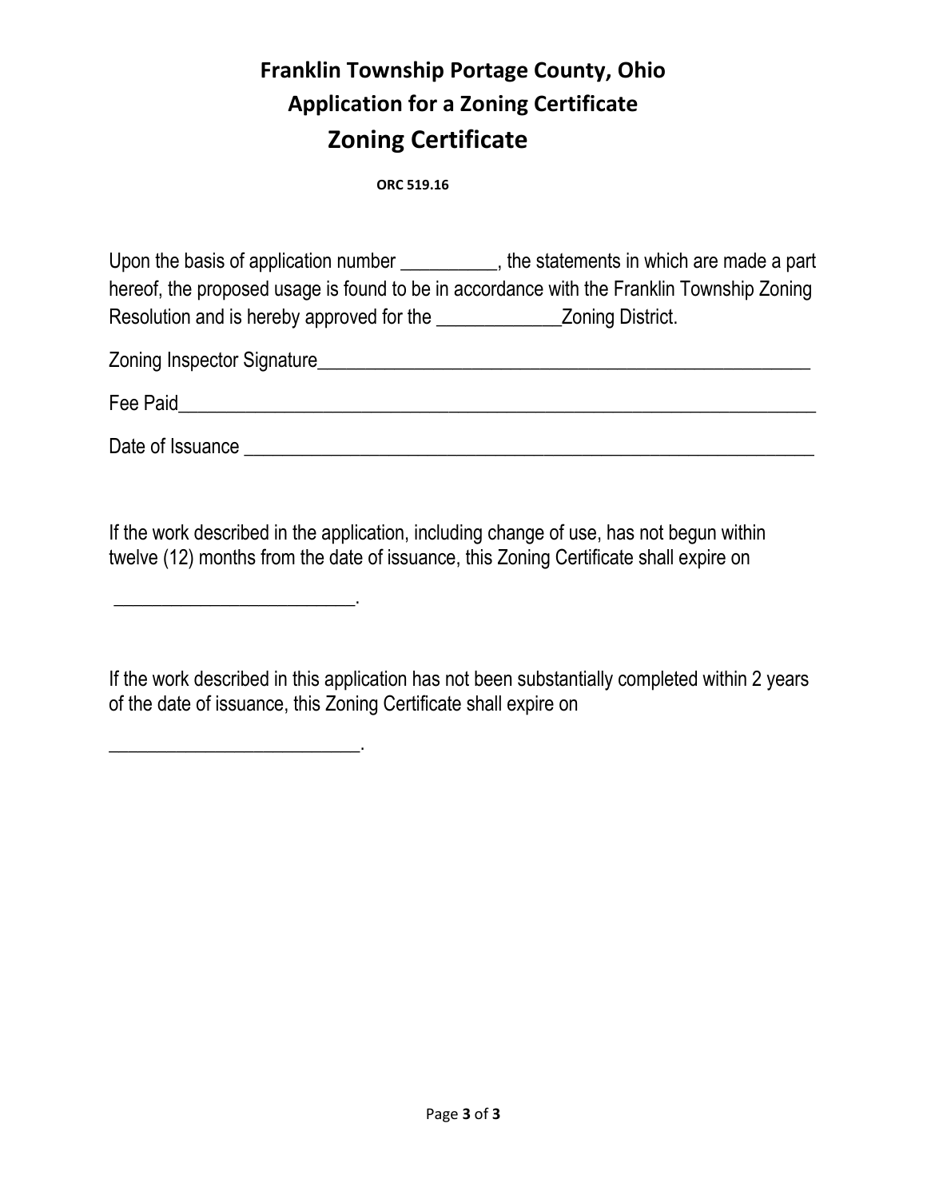# Franklin Township Portage County, Ohio

## Application for a Zoning Certificate

## Zoning Certificate

**ORC 519.16**

Upon the basis of application number __________, the statements in which are made a part hereof, the proposed usage is found to be in accordance with the Franklin Township Zoning Resolution and is hereby approved for the _____________Zoning District.

Zoning Inspector Signature_____________________________________________________

Fee Paid_________________________________________________________________

Date of Issuance ____________________________________________________________

If the work described in the application, including change of use, has not begun within twelve (12) months from the date of issuance, this Zoning Certificate shall expire on

__________________________.

If the work described in this application has not been substantially completed within 2 years of the date of issuance, this Zoning Certificate shall expire on

__________________________.